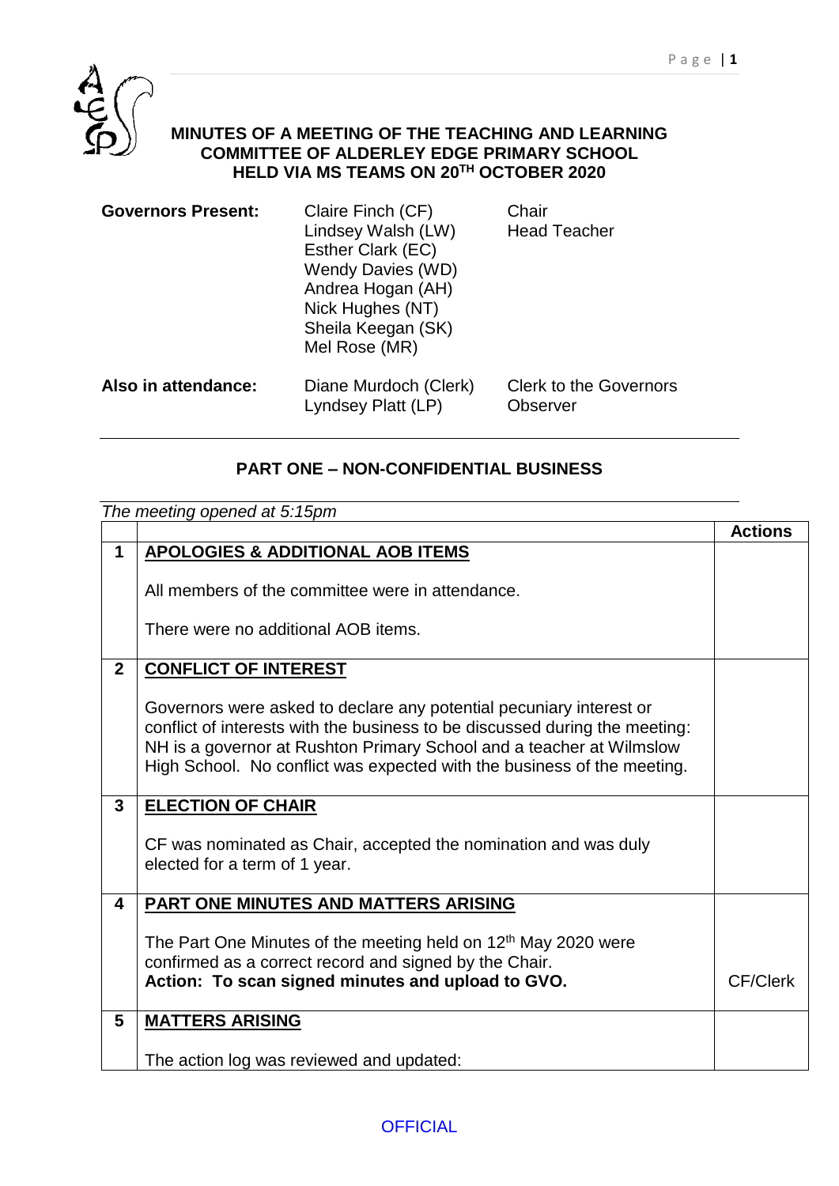# MINUTES OF A MEETING OF THE TEACHING AND LEARNING COMMITTEE OF ALDERLEY EDGE PRIMARY SCHOOL HELD VIA MS TEAMS ON 20TH OCTOBER 2020

| | | |
|---|---|---|
| **Governors Present:** | Claire Finch (CF) | Chair |
| | Lindsey Walsh (LW) | Head Teacher |
| | Esther Clark (EC) | |
| | Wendy Davies (WD) | |
| | Andrea Hogan (AH) | |
| | Nick Hughes (NT) | |
| | Sheila Keegan (SK) | |
| | Mel Rose (MR) | |
| **Also in attendance:** | Diane Murdoch (Clerk) | Clerk to the Governors |
| | Lyndsey Platt (LP) | Observer |

## PART ONE – NON-CONFIDENTIAL BUSINESS

*The meeting opened at 5:15pm*

| | | **Actions** |
|---|---|---|
| **1** | **APOLOGIES & ADDITIONAL AOB ITEMS**<br><br>All members of the committee were in attendance.<br><br>There were no additional AOB items. | |
| **2** | **CONFLICT OF INTEREST**<br><br>Governors were asked to declare any potential pecuniary interest or conflict of interests with the business to be discussed during the meeting: NH is a governor at Rushton Primary School and a teacher at Wilmslow High School. No conflict was expected with the business of the meeting. | |
| **3** | **ELECTION OF CHAIR**<br><br>CF was nominated as Chair, accepted the nomination and was duly elected for a term of 1 year. | |
| **4** | **PART ONE MINUTES AND MATTERS ARISING**<br><br>The Part One Minutes of the meeting held on 12th May 2020 were confirmed as a correct record and signed by the Chair.<br>**Action: To scan signed minutes and upload to GVO.** | CF/Clerk |
| **5** | **MATTERS ARISING**<br><br>The action log was reviewed and updated: | |

OFFICIAL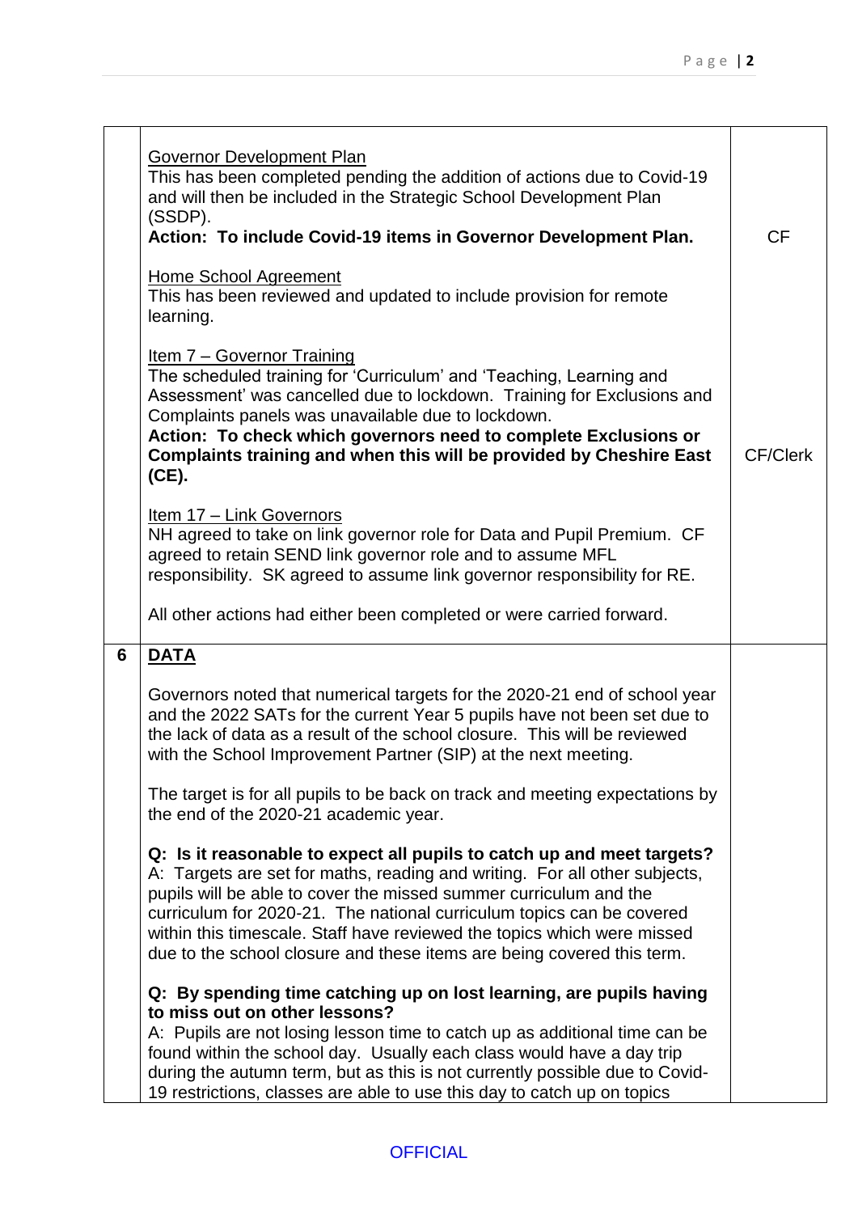| | | |
|---|---|---|
| | <u>Governor Development Plan</u><br>This has been completed pending the addition of actions due to Covid-19 and will then be included in the Strategic School Development Plan (SSDP).<br>**Action: To include Covid-19 items in Governor Development Plan.**<br><br><u>Home School Agreement</u><br>This has been reviewed and updated to include provision for remote learning.<br><br><u>Item 7 – Governor Training</u><br>The scheduled training for 'Curriculum' and 'Teaching, Learning and Assessment' was cancelled due to lockdown. Training for Exclusions and Complaints panels was unavailable due to lockdown.<br>**Action: To check which governors need to complete Exclusions or Complaints training and when this will be provided by Cheshire East (CE).**<br><br><u>Item 17 – Link Governors</u><br>NH agreed to take on link governor role for Data and Pupil Premium. CF agreed to retain SEND link governor role and to assume MFL responsibility. SK agreed to assume link governor responsibility for RE.<br><br>All other actions had either been completed or were carried forward. | CF<br><br>CF/Clerk |
| **6** | **<u>DATA</u>**<br><br>Governors noted that numerical targets for the 2020-21 end of school year and the 2022 SATs for the current Year 5 pupils have not been set due to the lack of data as a result of the school closure. This will be reviewed with the School Improvement Partner (SIP) at the next meeting.<br><br>The target is for all pupils to be back on track and meeting expectations by the end of the 2020-21 academic year.<br><br>**Q: Is it reasonable to expect all pupils to catch up and meet targets?**<br>A: Targets are set for maths, reading and writing. For all other subjects, pupils will be able to cover the missed summer curriculum and the curriculum for 2020-21. The national curriculum topics can be covered within this timescale. Staff have reviewed the topics which were missed due to the school closure and these items are being covered this term.<br><br>**Q: By spending time catching up on lost learning, are pupils having to miss out on other lessons?**<br>A: Pupils are not losing lesson time to catch up as additional time can be found within the school day. Usually each class would have a day trip during the autumn term, but as this is not currently possible due to Covid-19 restrictions, classes are able to use this day to catch up on topics | |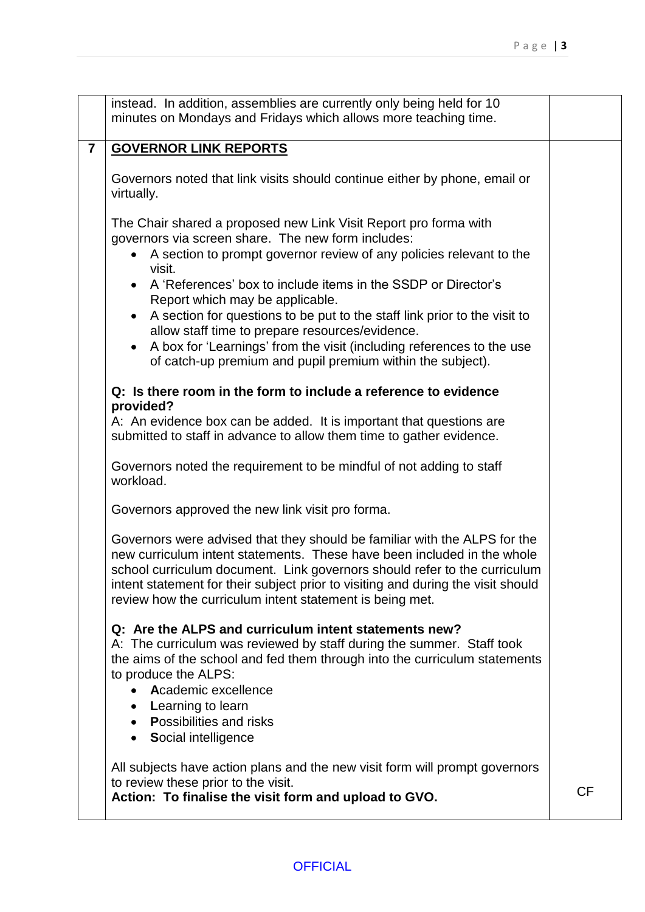| | | |
|---|---|---|
| | instead. In addition, assemblies are currently only being held for 10 minutes on Mondays and Fridays which allows more teaching time. | |
| **7** | **GOVERNOR LINK REPORTS**<br><br>Governors noted that link visits should continue either by phone, email or virtually.<br><br>The Chair shared a proposed new Link Visit Report pro forma with governors via screen share. The new form includes:<br>• A section to prompt governor review of any policies relevant to the visit.<br>• A 'References' box to include items in the SSDP or Director's Report which may be applicable.<br>• A section for questions to be put to the staff link prior to the visit to allow staff time to prepare resources/evidence.<br>• A box for 'Learnings' from the visit (including references to the use of catch-up premium and pupil premium within the subject).<br><br>**Q: Is there room in the form to include a reference to evidence provided?**<br>A: An evidence box can be added. It is important that questions are submitted to staff in advance to allow them time to gather evidence.<br><br>Governors noted the requirement to be mindful of not adding to staff workload.<br><br>Governors approved the new link visit pro forma.<br><br>Governors were advised that they should be familiar with the ALPS for the new curriculum intent statements. These have been included in the whole school curriculum document. Link governors should refer to the curriculum intent statement for their subject prior to visiting and during the visit should review how the curriculum intent statement is being met.<br><br>**Q: Are the ALPS and curriculum intent statements new?**<br>A: The curriculum was reviewed by staff during the summer. Staff took the aims of the school and fed them through into the curriculum statements to produce the ALPS:<br>• **A**cademic excellence<br>• **L**earning to learn<br>• **P**ossibilities and risks<br>• **S**ocial intelligence<br><br>All subjects have action plans and the new visit form will prompt governors to review these prior to the visit.<br>**Action: To finalise the visit form and upload to GVO.** | CF |

OFFICIAL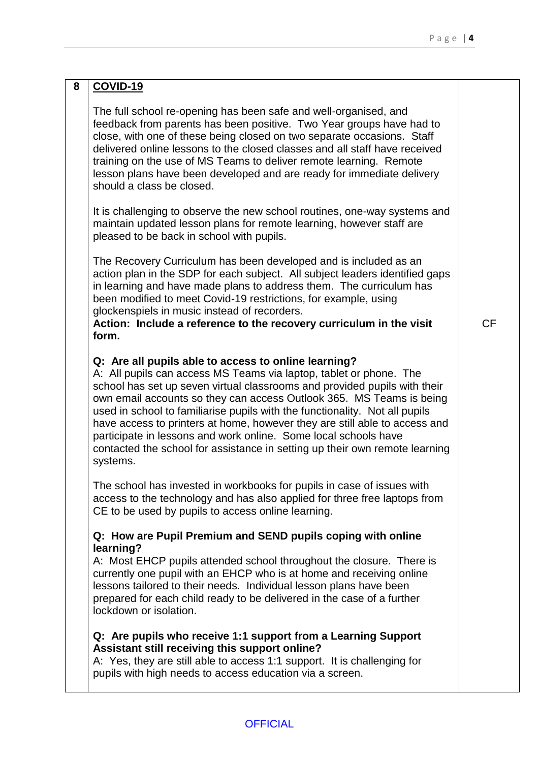| 8 | **COVID-19** | |
|---|---|---|
| | The full school re-opening has been safe and well-organised, and feedback from parents has been positive. Two Year groups have had to close, with one of these being closed on two separate occasions. Staff delivered online lessons to the closed classes and all staff have received training on the use of MS Teams to deliver remote learning. Remote lesson plans have been developed and are ready for immediate delivery should a class be closed.<br><br>It is challenging to observe the new school routines, one-way systems and maintain updated lesson plans for remote learning, however staff are pleased to be back in school with pupils.<br><br>The Recovery Curriculum has been developed and is included as an action plan in the SDP for each subject. All subject leaders identified gaps in learning and have made plans to address them. The curriculum has been modified to meet Covid-19 restrictions, for example, using glockenspiels in music instead of recorders.<br>**Action: Include a reference to the recovery curriculum in the visit form.** | CF |
| | **Q: Are all pupils able to access to online learning?**<br>A: All pupils can access MS Teams via laptop, tablet or phone. The school has set up seven virtual classrooms and provided pupils with their own email accounts so they can access Outlook 365. MS Teams is being used in school to familiarise pupils with the functionality. Not all pupils have access to printers at home, however they are still able to access and participate in lessons and work online. Some local schools have contacted the school for assistance in setting up their own remote learning systems.<br><br>The school has invested in workbooks for pupils in case of issues with access to the technology and has also applied for three free laptops from CE to be used by pupils to access online learning.<br><br>**Q: How are Pupil Premium and SEND pupils coping with online learning?**<br>A: Most EHCP pupils attended school throughout the closure. There is currently one pupil with an EHCP who is at home and receiving online lessons tailored to their needs. Individual lesson plans have been prepared for each child ready to be delivered in the case of a further lockdown or isolation.<br><br>**Q: Are pupils who receive 1:1 support from a Learning Support Assistant still receiving this support online?**<br>A: Yes, they are still able to access 1:1 support. It is challenging for pupils with high needs to access education via a screen. | |

OFFICIAL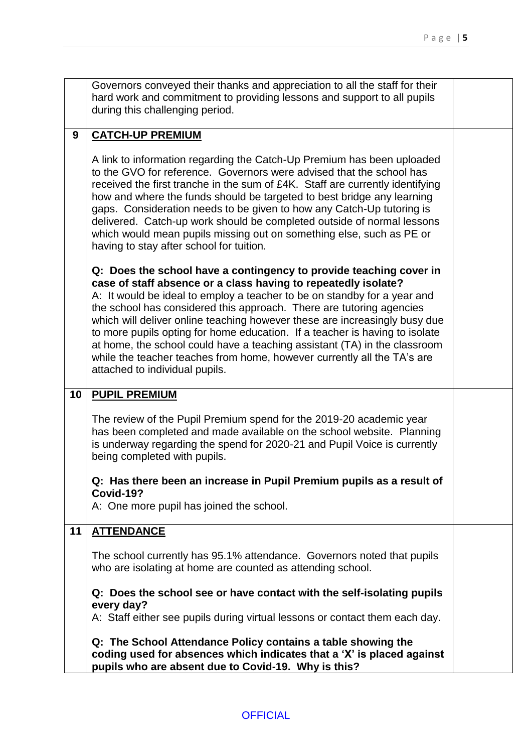| | | |
|---|---|---|
| | Governors conveyed their thanks and appreciation to all the staff for their hard work and commitment to providing lessons and support to all pupils during this challenging period. | |
| **9** | **CATCH-UP PREMIUM**<br><br>A link to information regarding the Catch-Up Premium has been uploaded to the GVO for reference. Governors were advised that the school has received the first tranche in the sum of £4K. Staff are currently identifying how and where the funds should be targeted to best bridge any learning gaps. Consideration needs to be given to how any Catch-Up tutoring is delivered. Catch-up work should be completed outside of normal lessons which would mean pupils missing out on something else, such as PE or having to stay after school for tuition.<br><br>**Q: Does the school have a contingency to provide teaching cover in case of staff absence or a class having to repeatedly isolate?**<br>A: It would be ideal to employ a teacher to be on standby for a year and the school has considered this approach. There are tutoring agencies which will deliver online teaching however these are increasingly busy due to more pupils opting for home education. If a teacher is having to isolate at home, the school could have a teaching assistant (TA) in the classroom while the teacher teaches from home, however currently all the TA's are attached to individual pupils. | |
| **10** | **PUPIL PREMIUM**<br><br>The review of the Pupil Premium spend for the 2019-20 academic year has been completed and made available on the school website. Planning is underway regarding the spend for 2020-21 and Pupil Voice is currently being completed with pupils.<br><br>**Q: Has there been an increase in Pupil Premium pupils as a result of Covid-19?**<br>A: One more pupil has joined the school. | |
| **11** | **ATTENDANCE**<br><br>The school currently has 95.1% attendance. Governors noted that pupils who are isolating at home are counted as attending school.<br><br>**Q: Does the school see or have contact with the self-isolating pupils every day?**<br>A: Staff either see pupils during virtual lessons or contact them each day.<br><br>**Q: The School Attendance Policy contains a table showing the coding used for absences which indicates that a 'X' is placed against pupils who are absent due to Covid-19. Why is this?** | |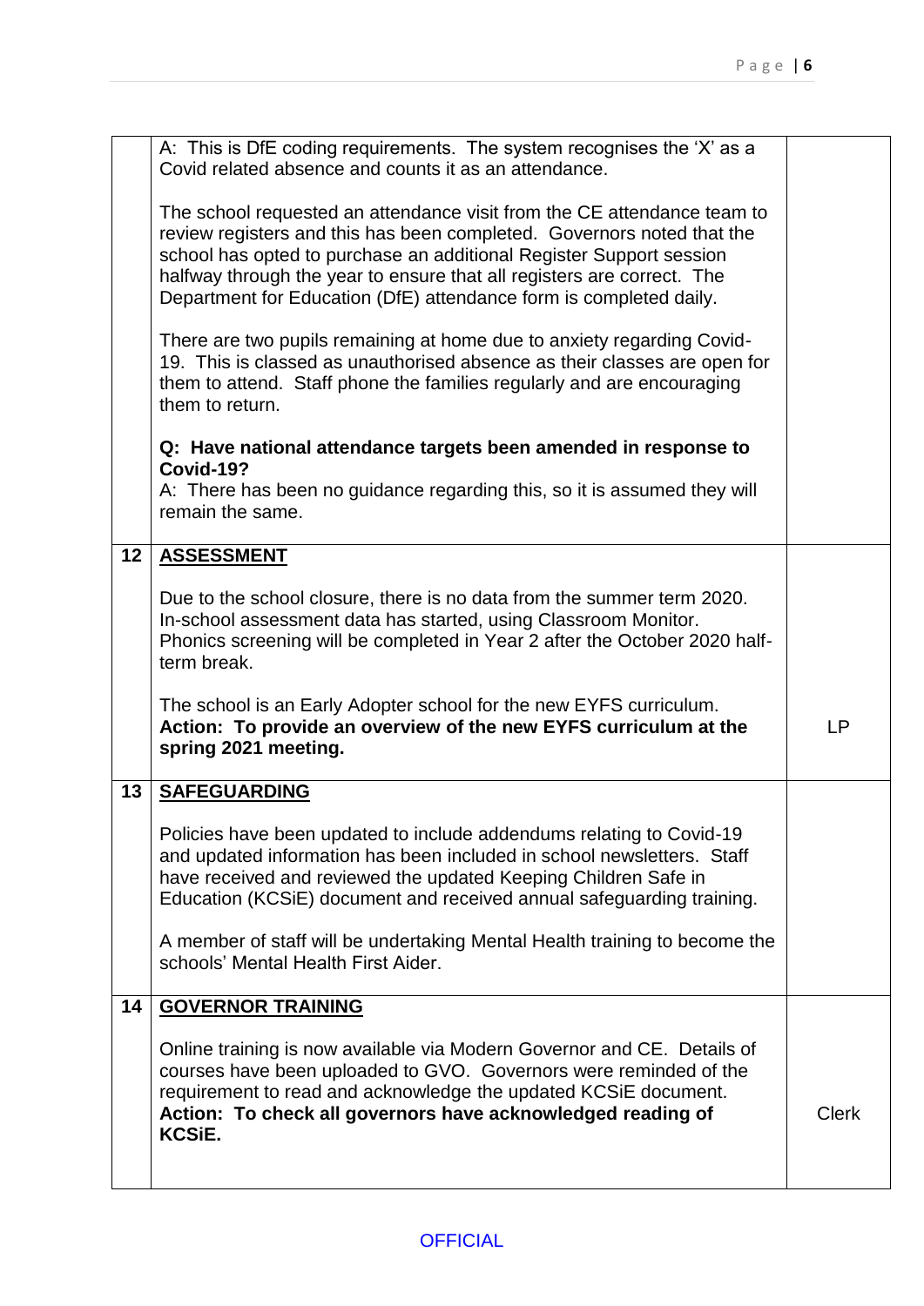| | | |
|---|---|---|
| | A: This is DfE coding requirements. The system recognises the 'X' as a Covid related absence and counts it as an attendance.<br><br>The school requested an attendance visit from the CE attendance team to review registers and this has been completed. Governors noted that the school has opted to purchase an additional Register Support session halfway through the year to ensure that all registers are correct. The Department for Education (DfE) attendance form is completed daily.<br><br>There are two pupils remaining at home due to anxiety regarding Covid-19. This is classed as unauthorised absence as their classes are open for them to attend. Staff phone the families regularly and are encouraging them to return.<br><br>**Q: Have national attendance targets been amended in response to Covid-19?**<br>A: There has been no guidance regarding this, so it is assumed they will remain the same. | |
| **12** | **ASSESSMENT**<br><br>Due to the school closure, there is no data from the summer term 2020. In-school assessment data has started, using Classroom Monitor. Phonics screening will be completed in Year 2 after the October 2020 half-term break.<br><br>The school is an Early Adopter school for the new EYFS curriculum.<br>**Action: To provide an overview of the new EYFS curriculum at the spring 2021 meeting.** | LP |
| **13** | **SAFEGUARDING**<br><br>Policies have been updated to include addendums relating to Covid-19 and updated information has been included in school newsletters. Staff have received and reviewed the updated Keeping Children Safe in Education (KCSiE) document and received annual safeguarding training.<br><br>A member of staff will be undertaking Mental Health training to become the schools' Mental Health First Aider. | |
| **14** | **GOVERNOR TRAINING**<br><br>Online training is now available via Modern Governor and CE. Details of courses have been uploaded to GVO. Governors were reminded of the requirement to read and acknowledge the updated KCSiE document.<br>**Action: To check all governors have acknowledged reading of KCSiE.** | Clerk |

OFFICIAL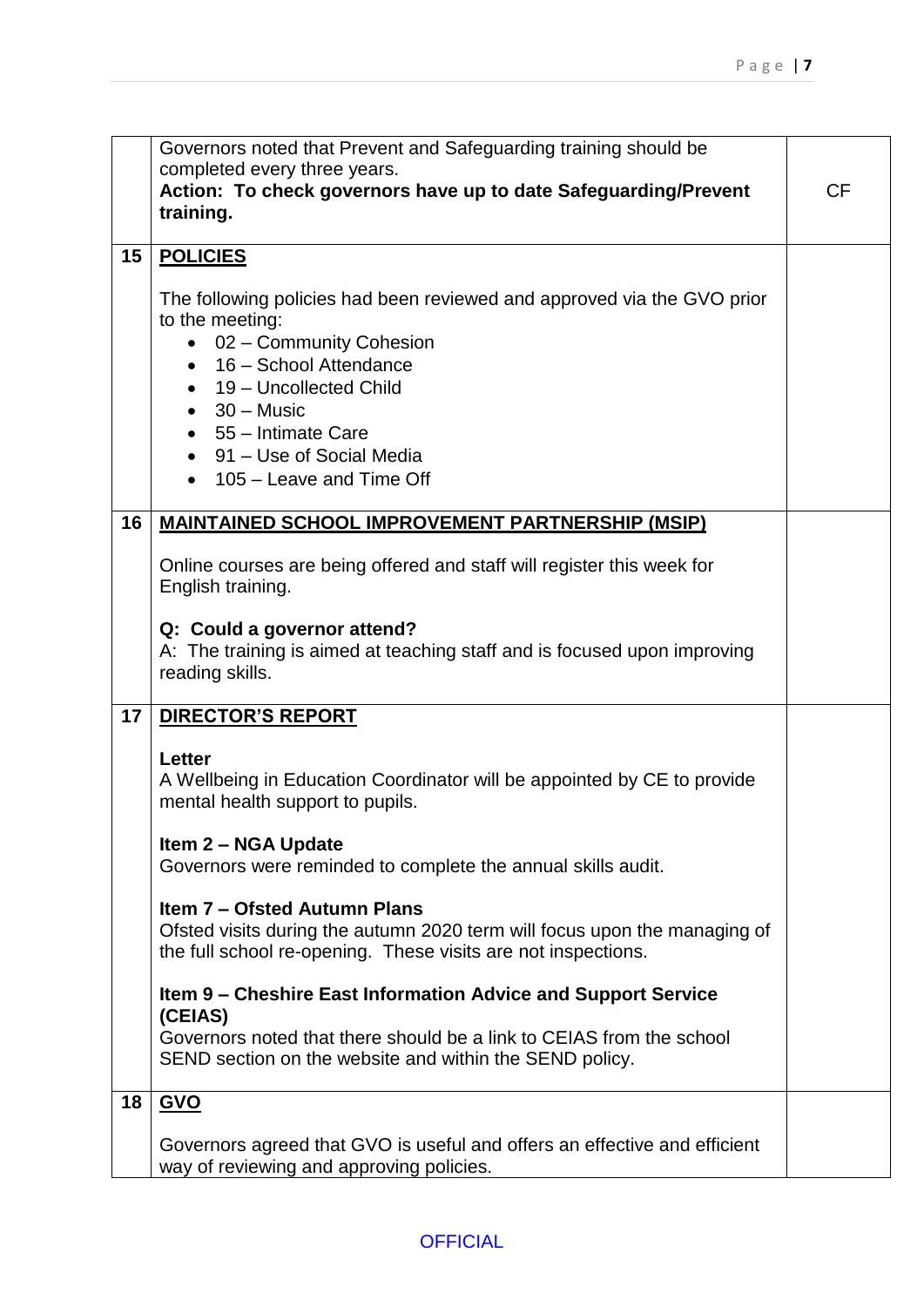| | | |
|---|---|---|
| | Governors noted that Prevent and Safeguarding training should be completed every three years.<br>**Action: To check governors have up to date Safeguarding/Prevent training.** | CF |
| **15** | **POLICIES**<br><br>The following policies had been reviewed and approved via the GVO prior to the meeting:<br>• 02 – Community Cohesion<br>• 16 – School Attendance<br>• 19 – Uncollected Child<br>• 30 – Music<br>• 55 – Intimate Care<br>• 91 – Use of Social Media<br>• 105 – Leave and Time Off | |
| **16** | **MAINTAINED SCHOOL IMPROVEMENT PARTNERSHIP (MSIP)**<br><br>Online courses are being offered and staff will register this week for English training.<br><br>**Q: Could a governor attend?**<br>A: The training is aimed at teaching staff and is focused upon improving reading skills. | |
| **17** | **DIRECTOR'S REPORT**<br><br>**Letter**<br>A Wellbeing in Education Coordinator will be appointed by CE to provide mental health support to pupils.<br><br>**Item 2 – NGA Update**<br>Governors were reminded to complete the annual skills audit.<br><br>**Item 7 – Ofsted Autumn Plans**<br>Ofsted visits during the autumn 2020 term will focus upon the managing of the full school re-opening. These visits are not inspections.<br><br>**Item 9 – Cheshire East Information Advice and Support Service (CEIAS)**<br>Governors noted that there should be a link to CEIAS from the school SEND section on the website and within the SEND policy. | |
| **18** | **GVO**<br><br>Governors agreed that GVO is useful and offers an effective and efficient way of reviewing and approving policies. | |

OFFICIAL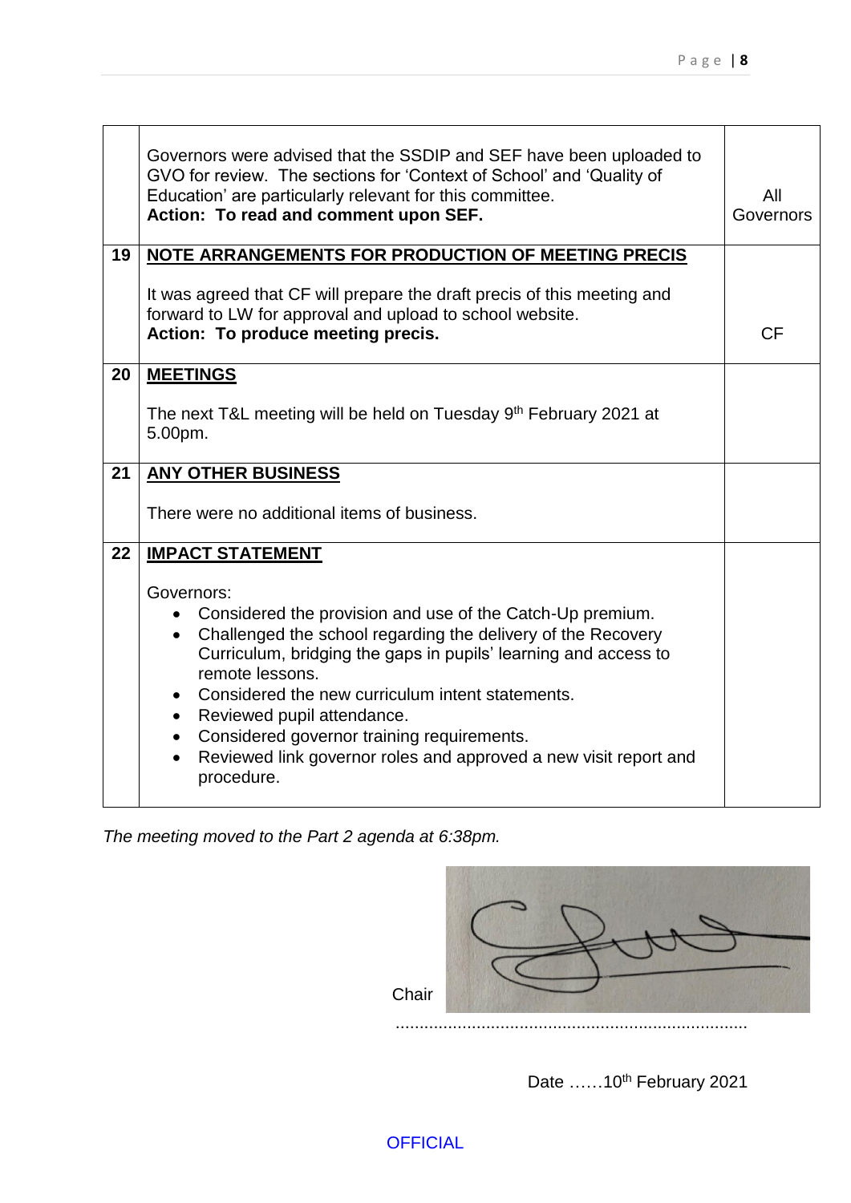| | | |
|---|---|---|
| | Governors were advised that the SSDIP and SEF have been uploaded to GVO for review. The sections for 'Context of School' and 'Quality of Education' are particularly relevant for this committee.<br>**Action: To read and comment upon SEF.** | All Governors |
| **19** | **NOTE ARRANGEMENTS FOR PRODUCTION OF MEETING PRECIS**<br><br>It was agreed that CF will prepare the draft precis of this meeting and forward to LW for approval and upload to school website.<br>**Action: To produce meeting precis.** | CF |
| **20** | **MEETINGS**<br><br>The next T&L meeting will be held on Tuesday 9th February 2021 at 5.00pm. | |
| **21** | **ANY OTHER BUSINESS**<br><br>There were no additional items of business. | |
| **22** | **IMPACT STATEMENT**<br><br>Governors:<br>• Considered the provision and use of the Catch-Up premium.<br>• Challenged the school regarding the delivery of the Recovery Curriculum, bridging the gaps in pupils' learning and access to remote lessons.<br>• Considered the new curriculum intent statements.<br>• Reviewed pupil attendance.<br>• Considered governor training requirements.<br>• Reviewed link governor roles and approved a new visit report and procedure. | |

*The meeting moved to the Part 2 agenda at 6:38pm.*

Chair ..........................................................................

Date ……10th February 2021

OFFICIAL